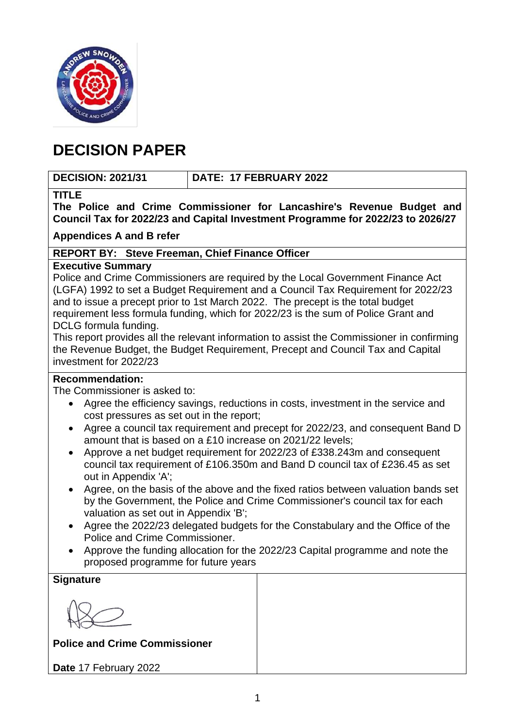# DECISION PAPER

| DECISION: 2021/31 | DATE: 17 FEBRUARY 2022 |
|---|---|

**TITLE**

**The Police and Crime Commissioner for Lancashire's Revenue Budget and Council Tax for 2022/23 and Capital Investment Programme for 2022/23 to 2026/27**

**Appendices A and B refer**

**REPORT BY: Steve Freeman, Chief Finance Officer**

**Executive Summary**

Police and Crime Commissioners are required by the Local Government Finance Act (LGFA) 1992 to set a Budget Requirement and a Council Tax Requirement for 2022/23 and to issue a precept prior to 1st March 2022. The precept is the total budget requirement less formula funding, which for 2022/23 is the sum of Police Grant and DCLG formula funding.

This report provides all the relevant information to assist the Commissioner in confirming the Revenue Budget, the Budget Requirement, Precept and Council Tax and Capital investment for 2022/23

**Recommendation:**

The Commissioner is asked to:

- Agree the efficiency savings, reductions in costs, investment in the service and cost pressures as set out in the report;
- Agree a council tax requirement and precept for 2022/23, and consequent Band D amount that is based on a £10 increase on 2021/22 levels;
- Approve a net budget requirement for 2022/23 of £338.243m and consequent council tax requirement of £106.350m and Band D council tax of £236.45 as set out in Appendix 'A';
- Agree, on the basis of the above and the fixed ratios between valuation bands set by the Government, the Police and Crime Commissioner's council tax for each valuation as set out in Appendix 'B';
- Agree the 2022/23 delegated budgets for the Constabulary and the Office of the Police and Crime Commissioner.
- Approve the funding allocation for the 2022/23 Capital programme and note the proposed programme for future years

**Signature**

**Police and Crime Commissioner**

**Date** 17 February 2022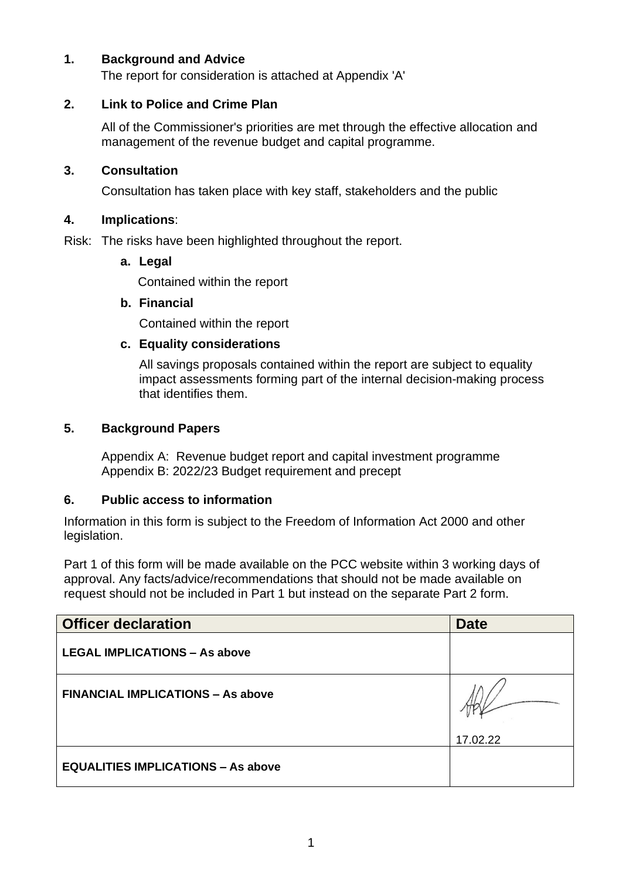## 1. Background and Advice

The report for consideration is attached at Appendix 'A'

## 2. Link to Police and Crime Plan

All of the Commissioner's priorities are met through the effective allocation and management of the revenue budget and capital programme.

## 3. Consultation

Consultation has taken place with key staff, stakeholders and the public

## 4. Implications:

Risk: The risks have been highlighted throughout the report.

**a. Legal**

Contained within the report

**b. Financial**

Contained within the report

**c. Equality considerations**

All savings proposals contained within the report are subject to equality impact assessments forming part of the internal decision-making process that identifies them.

## 5. Background Papers

Appendix A: Revenue budget report and capital investment programme
Appendix B: 2022/23 Budget requirement and precept

## 6. Public access to information

Information in this form is subject to the Freedom of Information Act 2000 and other legislation.

Part 1 of this form will be made available on the PCC website within 3 working days of approval. Any facts/advice/recommendations that should not be made available on request should not be included in Part 1 but instead on the separate Part 2 form.

| Officer declaration | Date |
|---|---|
| **LEGAL IMPLICATIONS – As above** | |
| **FINANCIAL IMPLICATIONS – As above** | [signature] 17.02.22 |
| **EQUALITIES IMPLICATIONS – As above** | |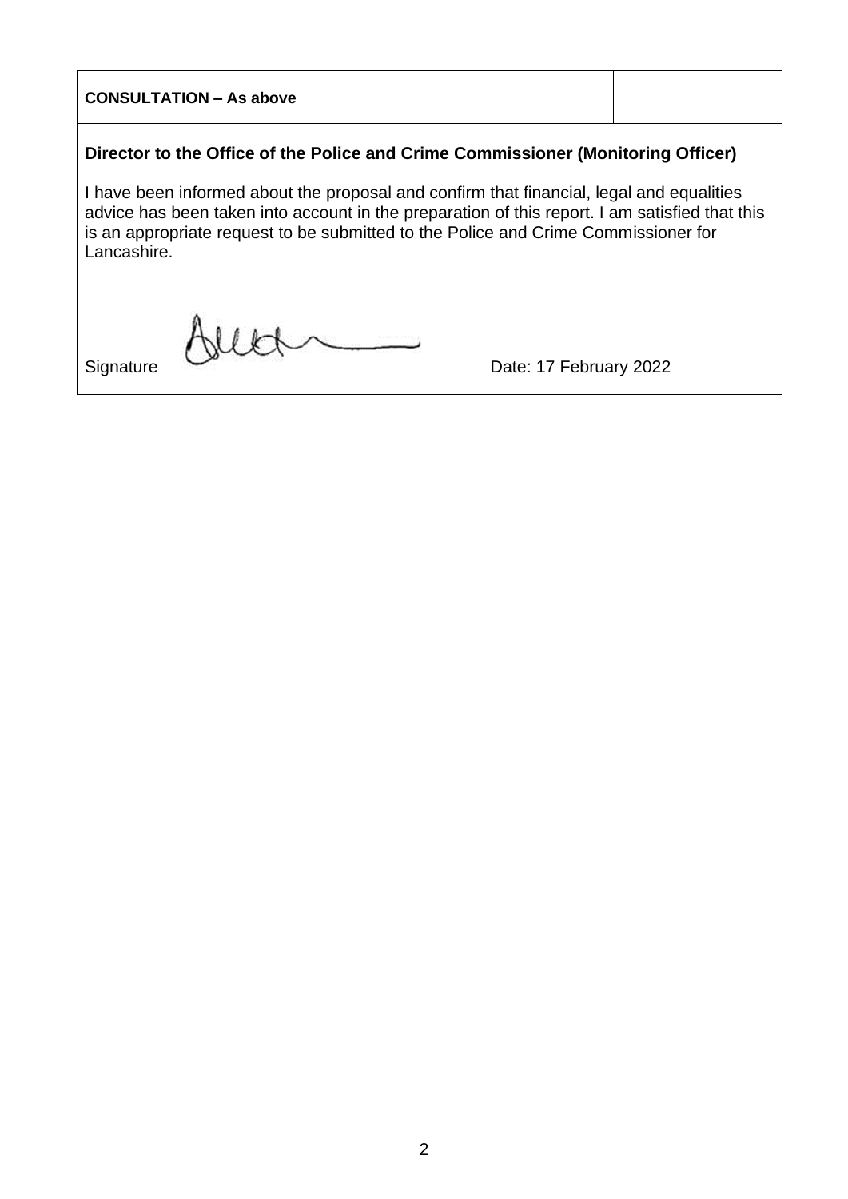| **CONSULTATION – As above** | |
|---|---|

**Director to the Office of the Police and Crime Commissioner (Monitoring Officer)**

I have been informed about the proposal and confirm that financial, legal and equalities advice has been taken into account in the preparation of this report. I am satisfied that this is an appropriate request to be submitted to the Police and Crime Commissioner for Lancashire.

Signature Date: 17 February 2022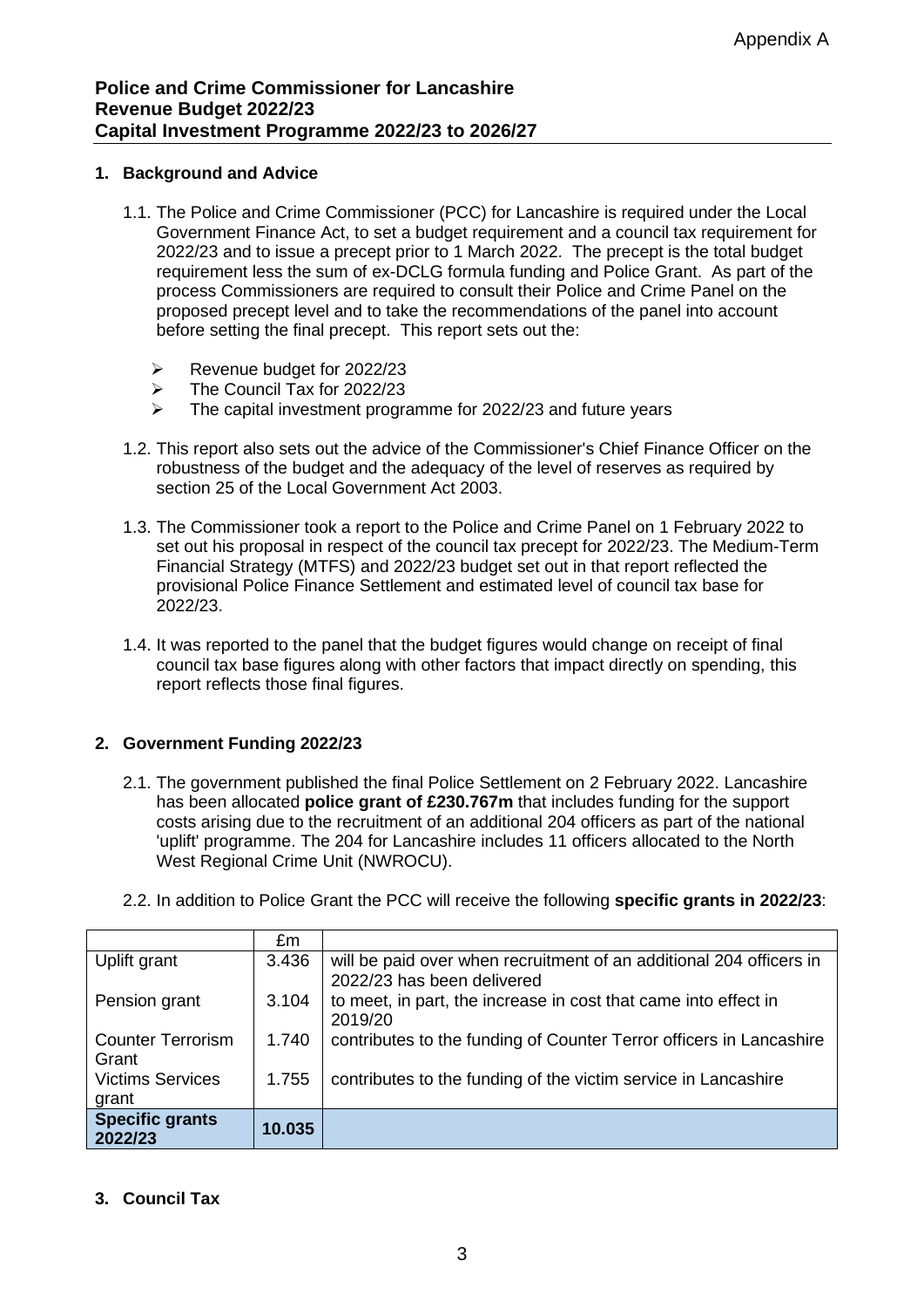Appendix A

**Police and Crime Commissioner for Lancashire**
**Revenue Budget 2022/23**
**Capital Investment Programme 2022/23 to 2026/27**

## 1. Background and Advice

1.1. The Police and Crime Commissioner (PCC) for Lancashire is required under the Local Government Finance Act, to set a budget requirement and a council tax requirement for 2022/23 and to issue a precept prior to 1 March 2022. The precept is the total budget requirement less the sum of ex-DCLG formula funding and Police Grant. As part of the process Commissioners are required to consult their Police and Crime Panel on the proposed precept level and to take the recommendations of the panel into account before setting the final precept. This report sets out the:

- Revenue budget for 2022/23
- The Council Tax for 2022/23
- The capital investment programme for 2022/23 and future years

1.2. This report also sets out the advice of the Commissioner's Chief Finance Officer on the robustness of the budget and the adequacy of the level of reserves as required by section 25 of the Local Government Act 2003.

1.3. The Commissioner took a report to the Police and Crime Panel on 1 February 2022 to set out his proposal in respect of the council tax precept for 2022/23. The Medium-Term Financial Strategy (MTFS) and 2022/23 budget set out in that report reflected the provisional Police Finance Settlement and estimated level of council tax base for 2022/23.

1.4. It was reported to the panel that the budget figures would change on receipt of final council tax base figures along with other factors that impact directly on spending, this report reflects those final figures.

## 2. Government Funding 2022/23

2.1. The government published the final Police Settlement on 2 February 2022. Lancashire has been allocated **police grant of £230.767m** that includes funding for the support costs arising due to the recruitment of an additional 204 officers as part of the national 'uplift' programme. The 204 for Lancashire includes 11 officers allocated to the North West Regional Crime Unit (NWROCU).

2.2. In addition to Police Grant the PCC will receive the following **specific grants in 2022/23**:

| | £m | |
|---|---|---|
| Uplift grant | 3.436 | will be paid over when recruitment of an additional 204 officers in 2022/23 has been delivered |
| Pension grant | 3.104 | to meet, in part, the increase in cost that came into effect in 2019/20 |
| Counter Terrorism Grant | 1.740 | contributes to the funding of Counter Terror officers in Lancashire |
| Victims Services grant | 1.755 | contributes to the funding of the victim service in Lancashire |
| **Specific grants 2022/23** | **10.035** | |

## 3. Council Tax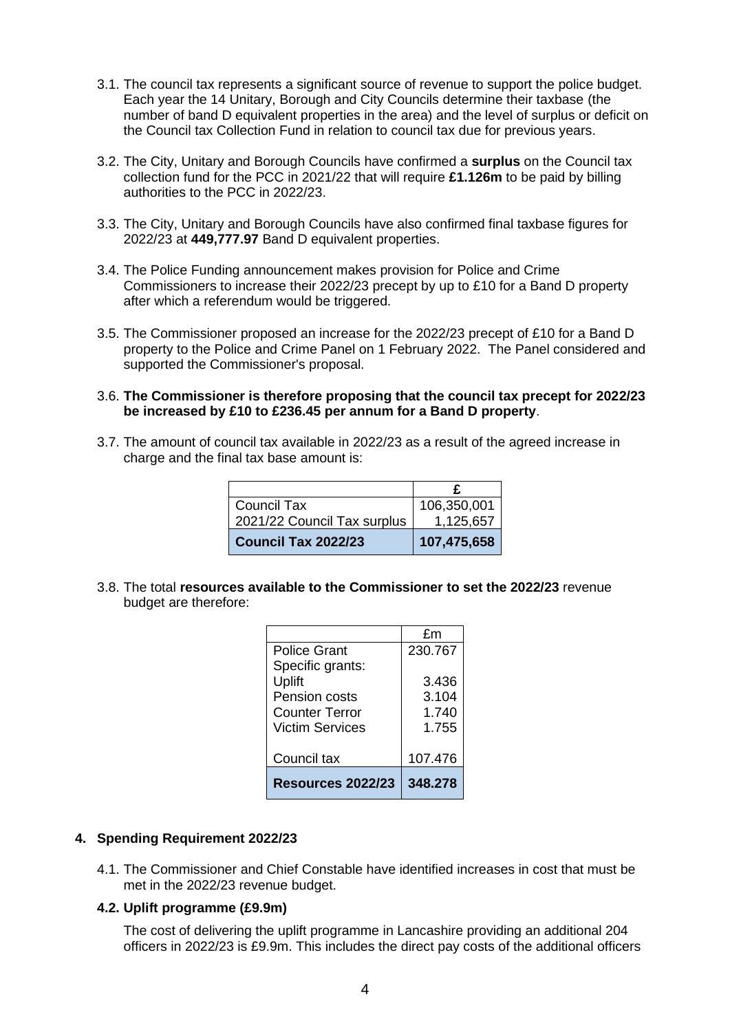3.1. The council tax represents a significant source of revenue to support the police budget. Each year the 14 Unitary, Borough and City Councils determine their taxbase (the number of band D equivalent properties in the area) and the level of surplus or deficit on the Council tax Collection Fund in relation to council tax due for previous years.

3.2. The City, Unitary and Borough Councils have confirmed a **surplus** on the Council tax collection fund for the PCC in 2021/22 that will require **£1.126m** to be paid by billing authorities to the PCC in 2022/23.

3.3. The City, Unitary and Borough Councils have also confirmed final taxbase figures for 2022/23 at **449,777.97** Band D equivalent properties.

3.4. The Police Funding announcement makes provision for Police and Crime Commissioners to increase their 2022/23 precept by up to £10 for a Band D property after which a referendum would be triggered.

3.5. The Commissioner proposed an increase for the 2022/23 precept of £10 for a Band D property to the Police and Crime Panel on 1 February 2022. The Panel considered and supported the Commissioner's proposal.

3.6. **The Commissioner is therefore proposing that the council tax precept for 2022/23 be increased by £10 to £236.45 per annum for a Band D property**.

3.7. The amount of council tax available in 2022/23 as a result of the agreed increase in charge and the final tax base amount is:

| | £ |
|---|---|
| Council Tax | 106,350,001 |
| 2021/22 Council Tax surplus | 1,125,657 |
| **Council Tax 2022/23** | **107,475,658** |

3.8. The total **resources available to the Commissioner to set the 2022/23** revenue budget are therefore:

| | £m |
|---|---|
| Police Grant | 230.767 |
| Specific grants: | |
| Uplift | 3.436 |
| Pension costs | 3.104 |
| Counter Terror | 1.740 |
| Victim Services | 1.755 |
| Council tax | 107.476 |
| **Resources 2022/23** | **348.278** |

## 4. Spending Requirement 2022/23

4.1. The Commissioner and Chief Constable have identified increases in cost that must be met in the 2022/23 revenue budget.

### 4.2. Uplift programme (£9.9m)

The cost of delivering the uplift programme in Lancashire providing an additional 204 officers in 2022/23 is £9.9m. This includes the direct pay costs of the additional officers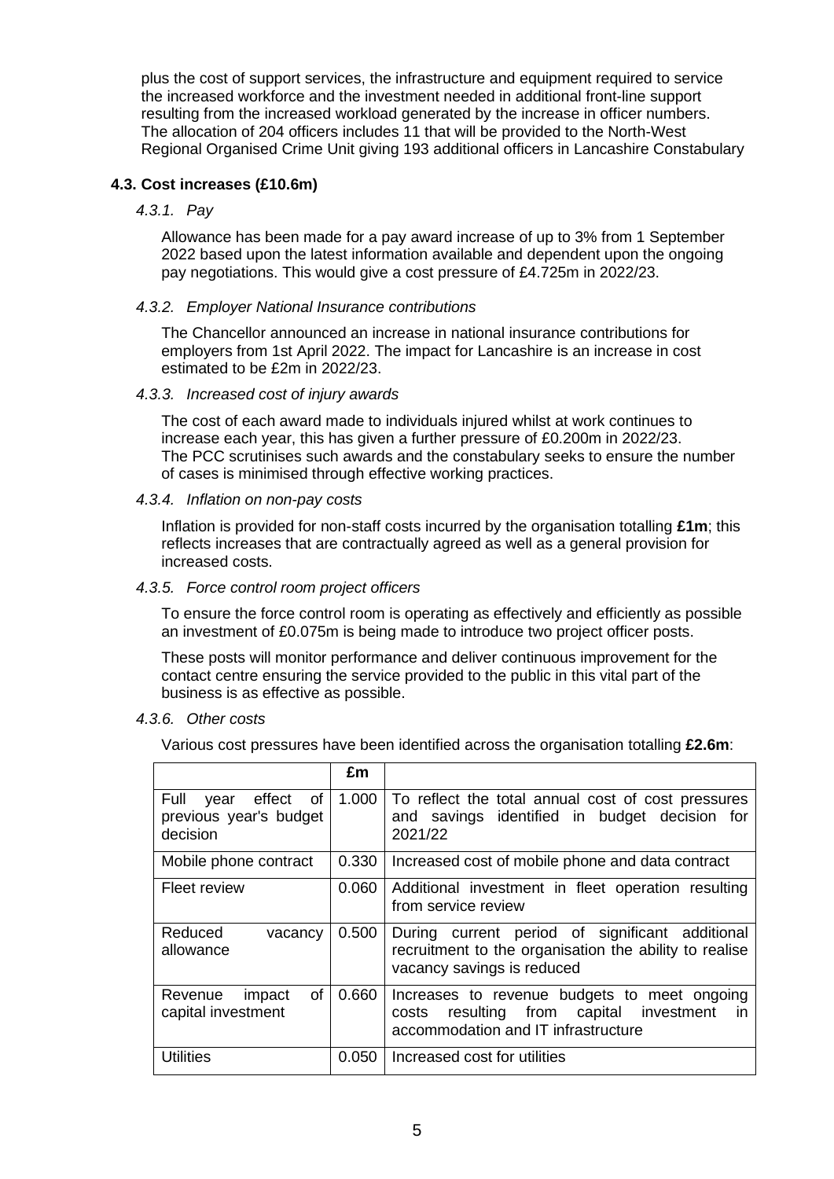plus the cost of support services, the infrastructure and equipment required to service the increased workforce and the investment needed in additional front-line support resulting from the increased workload generated by the increase in officer numbers. The allocation of 204 officers includes 11 that will be provided to the North-West Regional Organised Crime Unit giving 193 additional officers in Lancashire Constabulary

### 4.3. Cost increases (£10.6m)

#### *4.3.1. Pay*

Allowance has been made for a pay award increase of up to 3% from 1 September 2022 based upon the latest information available and dependent upon the ongoing pay negotiations. This would give a cost pressure of £4.725m in 2022/23.

#### *4.3.2. Employer National Insurance contributions*

The Chancellor announced an increase in national insurance contributions for employers from 1st April 2022. The impact for Lancashire is an increase in cost estimated to be £2m in 2022/23.

#### *4.3.3. Increased cost of injury awards*

The cost of each award made to individuals injured whilst at work continues to increase each year, this has given a further pressure of £0.200m in 2022/23. The PCC scrutinises such awards and the constabulary seeks to ensure the number of cases is minimised through effective working practices.

#### *4.3.4. Inflation on non-pay costs*

Inflation is provided for non-staff costs incurred by the organisation totalling **£1m**; this reflects increases that are contractually agreed as well as a general provision for increased costs.

#### *4.3.5. Force control room project officers*

To ensure the force control room is operating as effectively and efficiently as possible an investment of £0.075m is being made to introduce two project officer posts.

These posts will monitor performance and deliver continuous improvement for the contact centre ensuring the service provided to the public in this vital part of the business is as effective as possible.

#### *4.3.6. Other costs*

Various cost pressures have been identified across the organisation totalling **£2.6m**:

| | £m | |
|---|---|---|
| Full year effect of previous year's budget decision | 1.000 | To reflect the total annual cost of cost pressures and savings identified in budget decision for 2021/22 |
| Mobile phone contract | 0.330 | Increased cost of mobile phone and data contract |
| Fleet review | 0.060 | Additional investment in fleet operation resulting from service review |
| Reduced vacancy allowance | 0.500 | During current period of significant additional recruitment to the organisation the ability to realise vacancy savings is reduced |
| Revenue impact of capital investment | 0.660 | Increases to revenue budgets to meet ongoing costs resulting from capital investment in accommodation and IT infrastructure |
| Utilities | 0.050 | Increased cost for utilities |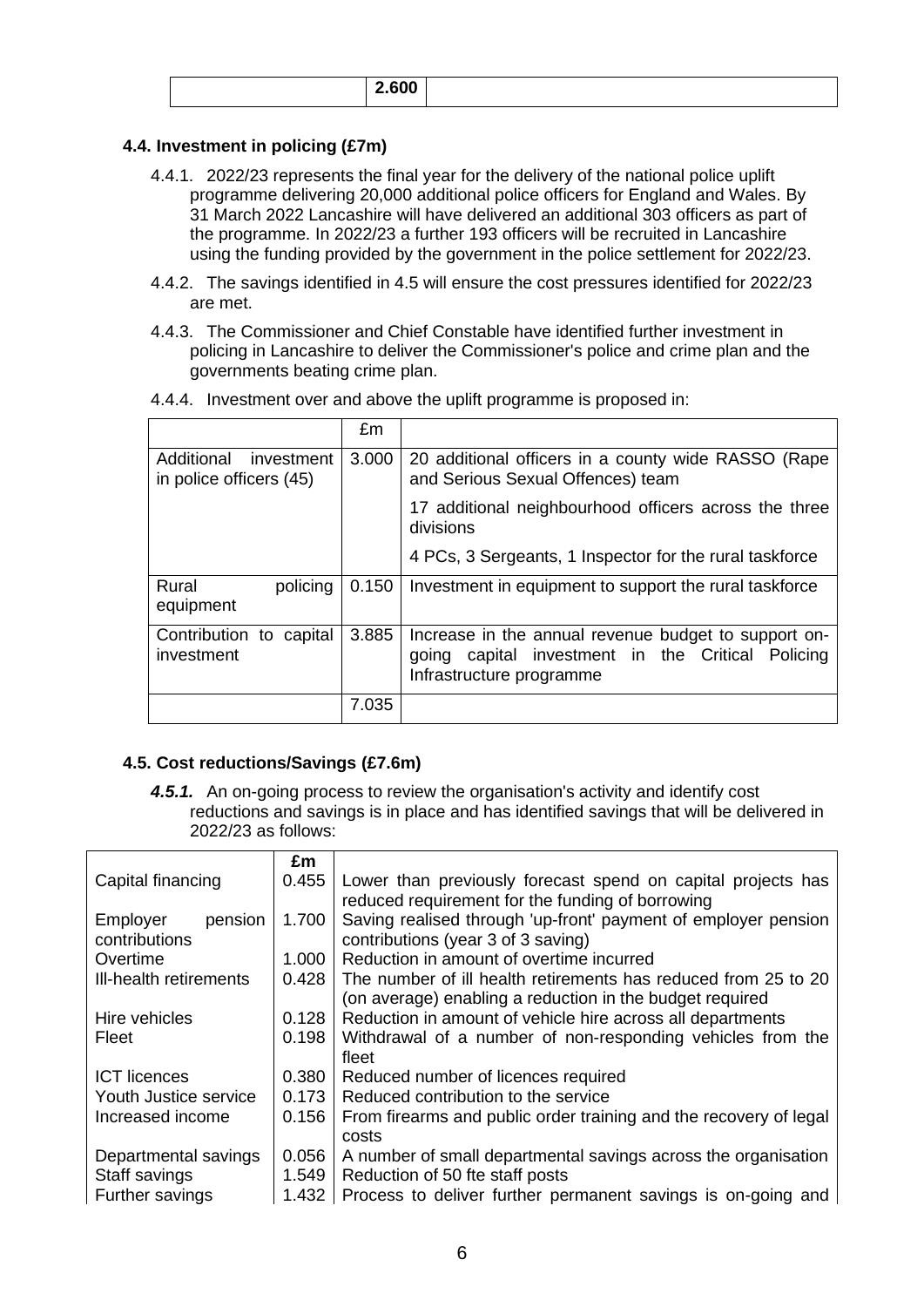| | 2.600 | |
|---|---|---|

### 4.4. Investment in policing (£7m)

4.4.1. 2022/23 represents the final year for the delivery of the national police uplift programme delivering 20,000 additional police officers for England and Wales. By 31 March 2022 Lancashire will have delivered an additional 303 officers as part of the programme. In 2022/23 a further 193 officers will be recruited in Lancashire using the funding provided by the government in the police settlement for 2022/23.

4.4.2. The savings identified in 4.5 will ensure the cost pressures identified for 2022/23 are met.

4.4.3. The Commissioner and Chief Constable have identified further investment in policing in Lancashire to deliver the Commissioner's police and crime plan and the governments beating crime plan.

4.4.4. Investment over and above the uplift programme is proposed in:

| | £m | |
|---|---|---|
| Additional investment in police officers (45) | 3.000 | 20 additional officers in a county wide RASSO (Rape and Serious Sexual Offences) team<br>17 additional neighbourhood officers across the three divisions<br>4 PCs, 3 Sergeants, 1 Inspector for the rural taskforce |
| Rural policing equipment | 0.150 | Investment in equipment to support the rural taskforce |
| Contribution to capital investment | 3.885 | Increase in the annual revenue budget to support on-going capital investment in the Critical Policing Infrastructure programme |
| | 7.035 | |

### 4.5. Cost reductions/Savings (£7.6m)

***4.5.1.*** An on-going process to review the organisation's activity and identify cost reductions and savings is in place and has identified savings that will be delivered in 2022/23 as follows:

| | **£m** | |
|---|---|---|
| Capital financing | 0.455 | Lower than previously forecast spend on capital projects has reduced requirement for the funding of borrowing |
| Employer pension contributions | 1.700 | Saving realised through 'up-front' payment of employer pension contributions (year 3 of 3 saving) |
| Overtime | 1.000 | Reduction in amount of overtime incurred |
| Ill-health retirements | 0.428 | The number of ill health retirements has reduced from 25 to 20 (on average) enabling a reduction in the budget required |
| Hire vehicles | 0.128 | Reduction in amount of vehicle hire across all departments |
| Fleet | 0.198 | Withdrawal of a number of non-responding vehicles from the fleet |
| ICT licences | 0.380 | Reduced number of licences required |
| Youth Justice service | 0.173 | Reduced contribution to the service |
| Increased income | 0.156 | From firearms and public order training and the recovery of legal costs |
| Departmental savings | 0.056 | A number of small departmental savings across the organisation |
| Staff savings | 1.549 | Reduction of 50 fte staff posts |
| Further savings | 1.432 | Process to deliver further permanent savings is on-going and |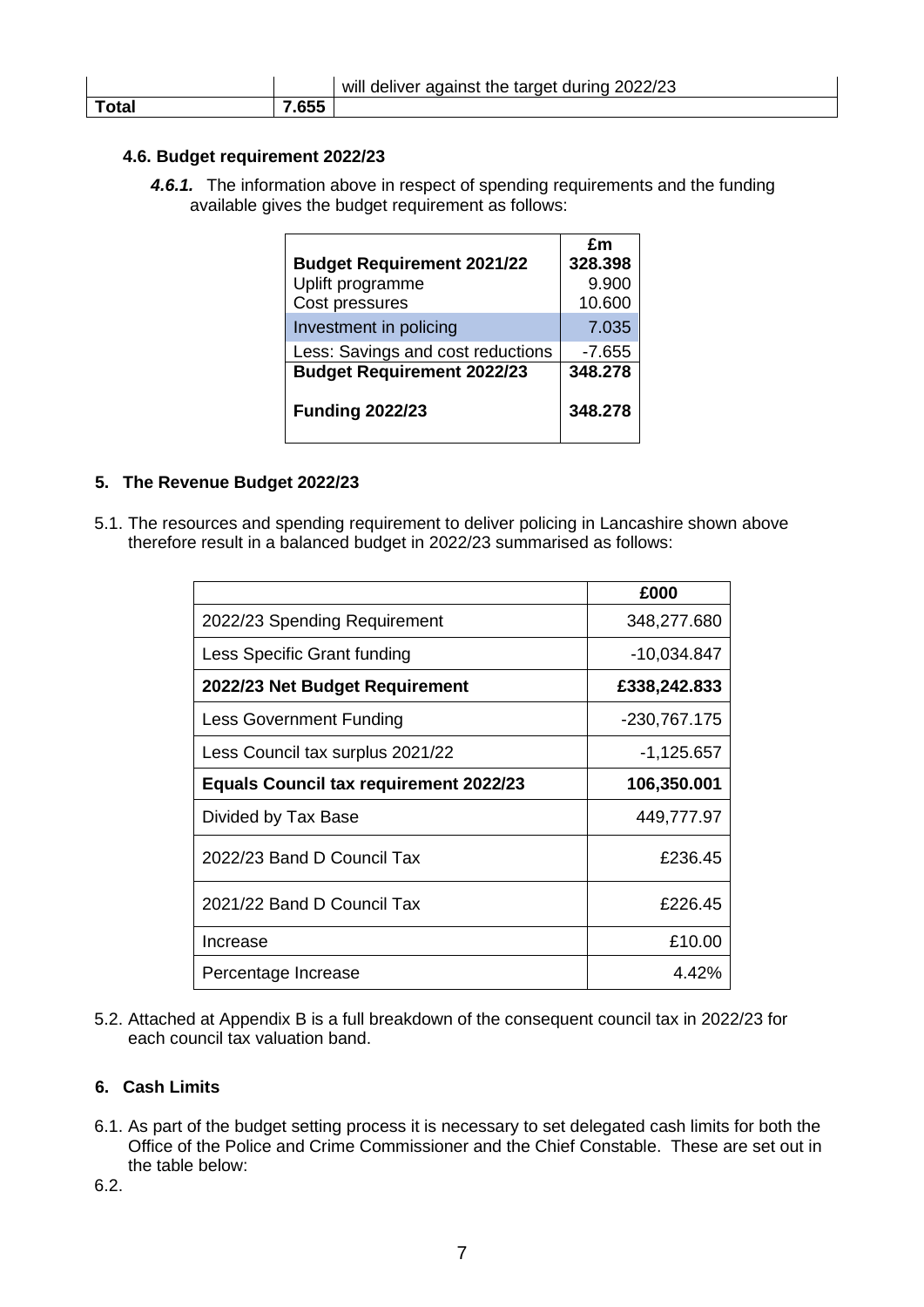| | | will deliver against the target during 2022/23 |
|---|---|---|
| **Total** | **7.655** | |

#### 4.6. Budget requirement 2022/23

***4.6.1.*** The information above in respect of spending requirements and the funding available gives the budget requirement as follows:

| | £m |
|---|---|
| **Budget Requirement 2021/22** | **328.398** |
| Uplift programme | 9.900 |
| Cost pressures | 10.600 |
| Investment in policing | 7.035 |
| Less: Savings and cost reductions | -7.655 |
| **Budget Requirement 2022/23** | **348.278** |
| **Funding 2022/23** | **348.278** |

### 5. The Revenue Budget 2022/23

5.1. The resources and spending requirement to deliver policing in Lancashire shown above therefore result in a balanced budget in 2022/23 summarised as follows:

| | £000 |
|---|---|
| 2022/23 Spending Requirement | 348,277.680 |
| Less Specific Grant funding | -10,034.847 |
| **2022/23 Net Budget Requirement** | **£338,242.833** |
| Less Government Funding | -230,767.175 |
| Less Council tax surplus 2021/22 | -1,125.657 |
| **Equals Council tax requirement 2022/23** | **106,350.001** |
| Divided by Tax Base | 449,777.97 |
| 2022/23 Band D Council Tax | £236.45 |
| 2021/22 Band D Council Tax | £226.45 |
| Increase | £10.00 |
| Percentage Increase | 4.42% |

5.2. Attached at Appendix B is a full breakdown of the consequent council tax in 2022/23 for each council tax valuation band.

### 6. Cash Limits

6.1. As part of the budget setting process it is necessary to set delegated cash limits for both the Office of the Police and Crime Commissioner and the Chief Constable. These are set out in the table below:

6.2.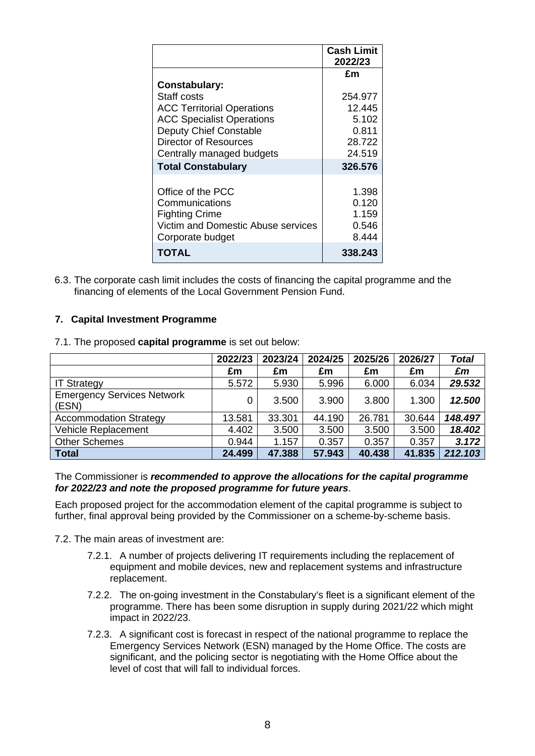| | Cash Limit 2022/23 |
|---|---|
| | £m |
| **Constabulary:** | |
| Staff costs | 254.977 |
| ACC Territorial Operations | 12.445 |
| ACC Specialist Operations | 5.102 |
| Deputy Chief Constable | 0.811 |
| Director of Resources | 28.722 |
| Centrally managed budgets | 24.519 |
| **Total Constabulary** | **326.576** |
| | |
| Office of the PCC | 1.398 |
| Communications | 0.120 |
| Fighting Crime | 1.159 |
| Victim and Domestic Abuse services | 0.546 |
| Corporate budget | 8.444 |
| **TOTAL** | **338.243** |

6.3. The corporate cash limit includes the costs of financing the capital programme and the financing of elements of the Local Government Pension Fund.

## 7. Capital Investment Programme

7.1. The proposed **capital programme** is set out below:

| | 2022/23 | 2023/24 | 2024/25 | 2025/26 | 2026/27 | *Total* |
|---|---|---|---|---|---|---|
| | £m | £m | £m | £m | £m | *£m* |
| IT Strategy | 5.572 | 5.930 | 5.996 | 6.000 | 6.034 | ***29.532*** |
| Emergency Services Network (ESN) | 0 | 3.500 | 3.900 | 3.800 | 1.300 | ***12.500*** |
| Accommodation Strategy | 13.581 | 33.301 | 44.190 | 26.781 | 30.644 | ***148.497*** |
| Vehicle Replacement | 4.402 | 3.500 | 3.500 | 3.500 | 3.500 | ***18.402*** |
| Other Schemes | 0.944 | 1.157 | 0.357 | 0.357 | 0.357 | ***3.172*** |
| **Total** | **24.499** | **47.388** | **57.943** | **40.438** | **41.835** | ***212.103*** |

The Commissioner is ***recommended to approve the allocations for the capital programme for 2022/23 and note the proposed programme for future years***.

Each proposed project for the accommodation element of the capital programme is subject to further, final approval being provided by the Commissioner on a scheme-by-scheme basis.

7.2. The main areas of investment are:

7.2.1. A number of projects delivering IT requirements including the replacement of equipment and mobile devices, new and replacement systems and infrastructure replacement.

7.2.2. The on-going investment in the Constabulary's fleet is a significant element of the programme. There has been some disruption in supply during 2021/22 which might impact in 2022/23.

7.2.3. A significant cost is forecast in respect of the national programme to replace the Emergency Services Network (ESN) managed by the Home Office. The costs are significant, and the policing sector is negotiating with the Home Office about the level of cost that will fall to individual forces.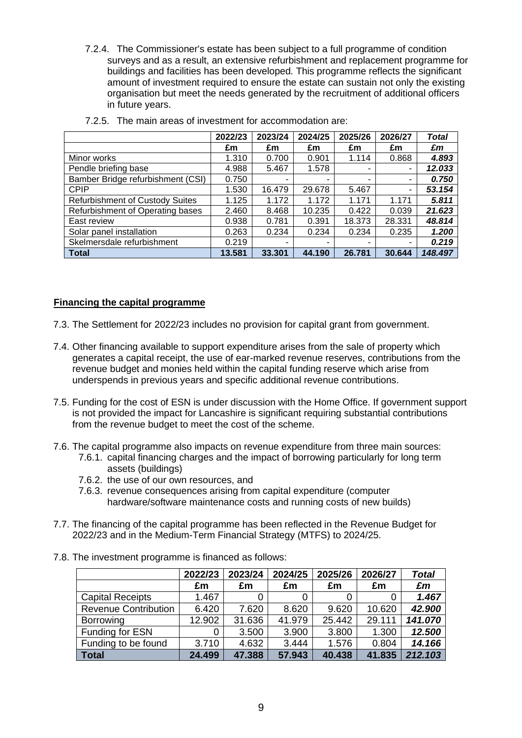7.2.4. The Commissioner's estate has been subject to a full programme of condition surveys and as a result, an extensive refurbishment and replacement programme for buildings and facilities has been developed. This programme reflects the significant amount of investment required to ensure the estate can sustain not only the existing organisation but meet the needs generated by the recruitment of additional officers in future years.

7.2.5. The main areas of investment for accommodation are:

| | 2022/23 | 2023/24 | 2024/25 | 2025/26 | 2026/27 | *Total* |
|---|---|---|---|---|---|---|
| | £m | £m | £m | £m | £m | *£m* |
| Minor works | 1.310 | 0.700 | 0.901 | 1.114 | 0.868 | ***4.893*** |
| Pendle briefing base | 4.988 | 5.467 | 1.578 | - | - | ***12.033*** |
| Bamber Bridge refurbishment (CSI) | 0.750 | - | - | - | - | ***0.750*** |
| CPIP | 1.530 | 16.479 | 29.678 | 5.467 | - | ***53.154*** |
| Refurbishment of Custody Suites | 1.125 | 1.172 | 1.172 | 1.171 | 1.171 | ***5.811*** |
| Refurbishment of Operating bases | 2.460 | 8.468 | 10.235 | 0.422 | 0.039 | ***21.623*** |
| East review | 0.938 | 0.781 | 0.391 | 18.373 | 28.331 | ***48.814*** |
| Solar panel installation | 0.263 | 0.234 | 0.234 | 0.234 | 0.235 | ***1.200*** |
| Skelmersdale refurbishment | 0.219 | - | - | - | - | ***0.219*** |
| **Total** | **13.581** | **33.301** | **44.190** | **26.781** | **30.644** | ***148.497*** |

**Financing the capital programme**

7.3. The Settlement for 2022/23 includes no provision for capital grant from government.

7.4. Other financing available to support expenditure arises from the sale of property which generates a capital receipt, the use of ear-marked revenue reserves, contributions from the revenue budget and monies held within the capital funding reserve which arise from underspends in previous years and specific additional revenue contributions.

7.5. Funding for the cost of ESN is under discussion with the Home Office. If government support is not provided the impact for Lancashire is significant requiring substantial contributions from the revenue budget to meet the cost of the scheme.

7.6. The capital programme also impacts on revenue expenditure from three main sources:

7.6.1. capital financing charges and the impact of borrowing particularly for long term assets (buildings)

7.6.2. the use of our own resources, and

7.6.3. revenue consequences arising from capital expenditure (computer hardware/software maintenance costs and running costs of new builds)

7.7. The financing of the capital programme has been reflected in the Revenue Budget for 2022/23 and in the Medium-Term Financial Strategy (MTFS) to 2024/25.

7.8. The investment programme is financed as follows:

| | 2022/23 | 2023/24 | 2024/25 | 2025/26 | 2026/27 | *Total* |
|---|---|---|---|---|---|---|
| | £m | £m | £m | £m | £m | *£m* |
| Capital Receipts | 1.467 | 0 | 0 | 0 | 0 | ***1.467*** |
| Revenue Contribution | 6.420 | 7.620 | 8.620 | 9.620 | 10.620 | ***42.900*** |
| Borrowing | 12.902 | 31.636 | 41.979 | 25.442 | 29.111 | ***141.070*** |
| Funding for ESN | 0 | 3.500 | 3.900 | 3.800 | 1.300 | ***12.500*** |
| Funding to be found | 3.710 | 4.632 | 3.444 | 1.576 | 0.804 | ***14.166*** |
| **Total** | **24.499** | **47.388** | **57.943** | **40.438** | **41.835** | ***212.103*** |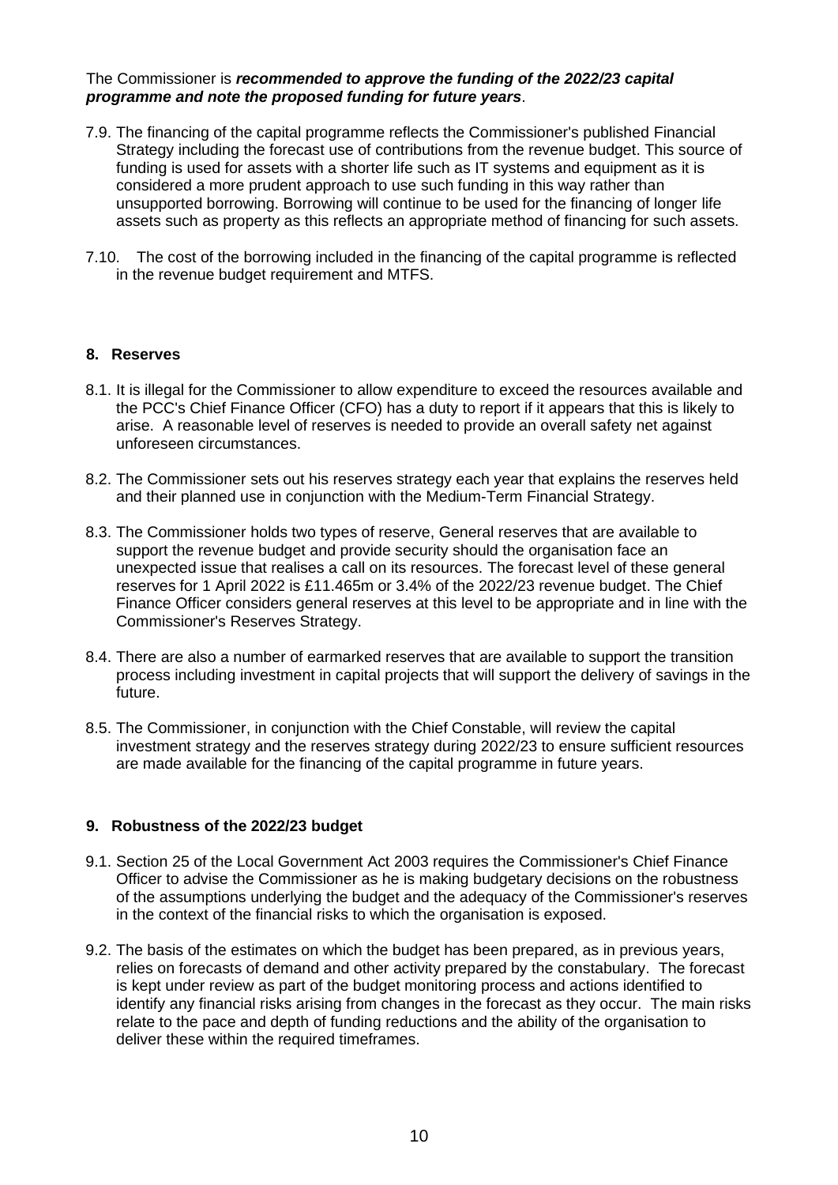The Commissioner is ***recommended to approve the funding of the 2022/23 capital programme and note the proposed funding for future years***.

7.9. The financing of the capital programme reflects the Commissioner's published Financial Strategy including the forecast use of contributions from the revenue budget. This source of funding is used for assets with a shorter life such as IT systems and equipment as it is considered a more prudent approach to use such funding in this way rather than unsupported borrowing. Borrowing will continue to be used for the financing of longer life assets such as property as this reflects an appropriate method of financing for such assets.

7.10. The cost of the borrowing included in the financing of the capital programme is reflected in the revenue budget requirement and MTFS.

## 8. Reserves

8.1. It is illegal for the Commissioner to allow expenditure to exceed the resources available and the PCC's Chief Finance Officer (CFO) has a duty to report if it appears that this is likely to arise. A reasonable level of reserves is needed to provide an overall safety net against unforeseen circumstances.

8.2. The Commissioner sets out his reserves strategy each year that explains the reserves held and their planned use in conjunction with the Medium-Term Financial Strategy.

8.3. The Commissioner holds two types of reserve, General reserves that are available to support the revenue budget and provide security should the organisation face an unexpected issue that realises a call on its resources. The forecast level of these general reserves for 1 April 2022 is £11.465m or 3.4% of the 2022/23 revenue budget. The Chief Finance Officer considers general reserves at this level to be appropriate and in line with the Commissioner's Reserves Strategy.

8.4. There are also a number of earmarked reserves that are available to support the transition process including investment in capital projects that will support the delivery of savings in the future.

8.5. The Commissioner, in conjunction with the Chief Constable, will review the capital investment strategy and the reserves strategy during 2022/23 to ensure sufficient resources are made available for the financing of the capital programme in future years.

## 9. Robustness of the 2022/23 budget

9.1. Section 25 of the Local Government Act 2003 requires the Commissioner's Chief Finance Officer to advise the Commissioner as he is making budgetary decisions on the robustness of the assumptions underlying the budget and the adequacy of the Commissioner's reserves in the context of the financial risks to which the organisation is exposed.

9.2. The basis of the estimates on which the budget has been prepared, as in previous years, relies on forecasts of demand and other activity prepared by the constabulary. The forecast is kept under review as part of the budget monitoring process and actions identified to identify any financial risks arising from changes in the forecast as they occur. The main risks relate to the pace and depth of funding reductions and the ability of the organisation to deliver these within the required timeframes.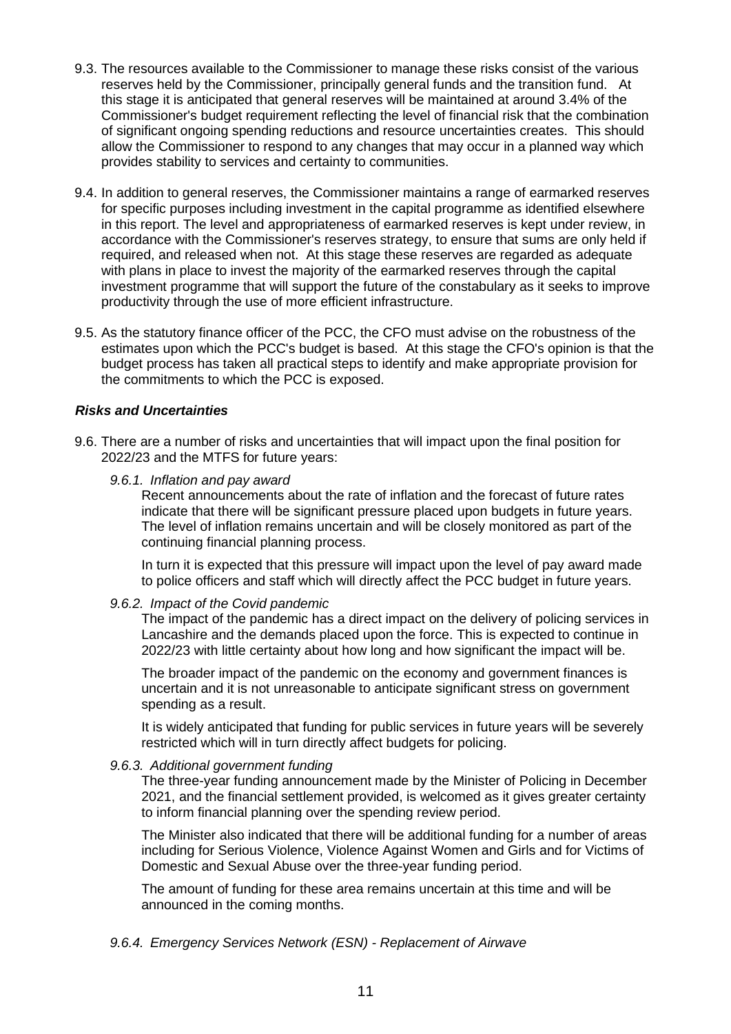9.3. The resources available to the Commissioner to manage these risks consist of the various reserves held by the Commissioner, principally general funds and the transition fund. At this stage it is anticipated that general reserves will be maintained at around 3.4% of the Commissioner's budget requirement reflecting the level of financial risk that the combination of significant ongoing spending reductions and resource uncertainties creates. This should allow the Commissioner to respond to any changes that may occur in a planned way which provides stability to services and certainty to communities.

9.4. In addition to general reserves, the Commissioner maintains a range of earmarked reserves for specific purposes including investment in the capital programme as identified elsewhere in this report. The level and appropriateness of earmarked reserves is kept under review, in accordance with the Commissioner's reserves strategy, to ensure that sums are only held if required, and released when not. At this stage these reserves are regarded as adequate with plans in place to invest the majority of the earmarked reserves through the capital investment programme that will support the future of the constabulary as it seeks to improve productivity through the use of more efficient infrastructure.

9.5. As the statutory finance officer of the PCC, the CFO must advise on the robustness of the estimates upon which the PCC's budget is based. At this stage the CFO's opinion is that the budget process has taken all practical steps to identify and make appropriate provision for the commitments to which the PCC is exposed.

***Risks and Uncertainties***

9.6. There are a number of risks and uncertainties that will impact upon the final position for 2022/23 and the MTFS for future years:

*9.6.1. Inflation and pay award*

Recent announcements about the rate of inflation and the forecast of future rates indicate that there will be significant pressure placed upon budgets in future years. The level of inflation remains uncertain and will be closely monitored as part of the continuing financial planning process.

In turn it is expected that this pressure will impact upon the level of pay award made to police officers and staff which will directly affect the PCC budget in future years.

*9.6.2. Impact of the Covid pandemic*

The impact of the pandemic has a direct impact on the delivery of policing services in Lancashire and the demands placed upon the force. This is expected to continue in 2022/23 with little certainty about how long and how significant the impact will be.

The broader impact of the pandemic on the economy and government finances is uncertain and it is not unreasonable to anticipate significant stress on government spending as a result.

It is widely anticipated that funding for public services in future years will be severely restricted which will in turn directly affect budgets for policing.

*9.6.3. Additional government funding*

The three-year funding announcement made by the Minister of Policing in December 2021, and the financial settlement provided, is welcomed as it gives greater certainty to inform financial planning over the spending review period.

The Minister also indicated that there will be additional funding for a number of areas including for Serious Violence, Violence Against Women and Girls and for Victims of Domestic and Sexual Abuse over the three-year funding period.

The amount of funding for these area remains uncertain at this time and will be announced in the coming months.

*9.6.4. Emergency Services Network (ESN) - Replacement of Airwave*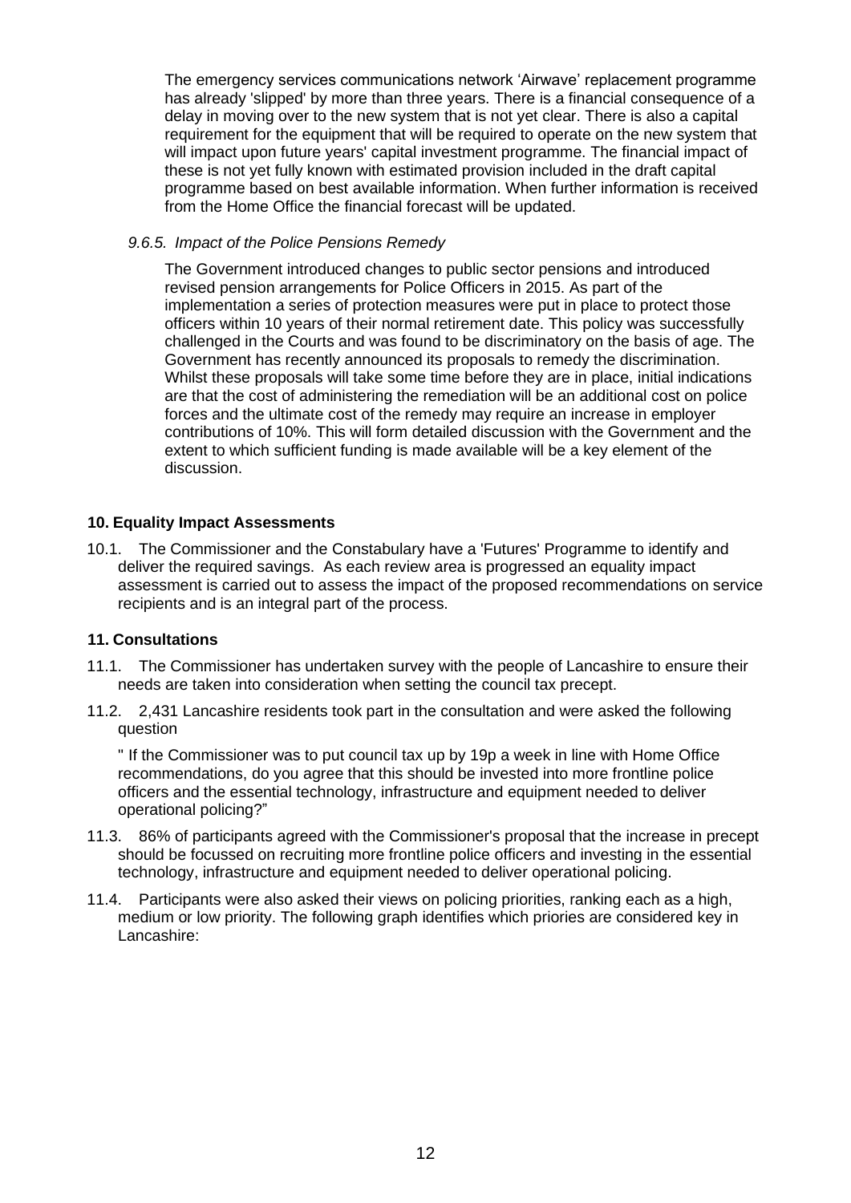The emergency services communications network 'Airwave' replacement programme has already 'slipped' by more than three years. There is a financial consequence of a delay in moving over to the new system that is not yet clear. There is also a capital requirement for the equipment that will be required to operate on the new system that will impact upon future years' capital investment programme. The financial impact of these is not yet fully known with estimated provision included in the draft capital programme based on best available information. When further information is received from the Home Office the financial forecast will be updated.

*9.6.5. Impact of the Police Pensions Remedy*

The Government introduced changes to public sector pensions and introduced revised pension arrangements for Police Officers in 2015. As part of the implementation a series of protection measures were put in place to protect those officers within 10 years of their normal retirement date. This policy was successfully challenged in the Courts and was found to be discriminatory on the basis of age. The Government has recently announced its proposals to remedy the discrimination. Whilst these proposals will take some time before they are in place, initial indications are that the cost of administering the remediation will be an additional cost on police forces and the ultimate cost of the remedy may require an increase in employer contributions of 10%. This will form detailed discussion with the Government and the extent to which sufficient funding is made available will be a key element of the discussion.

### 10. Equality Impact Assessments

10.1. The Commissioner and the Constabulary have a 'Futures' Programme to identify and deliver the required savings. As each review area is progressed an equality impact assessment is carried out to assess the impact of the proposed recommendations on service recipients and is an integral part of the process.

### 11. Consultations

11.1. The Commissioner has undertaken survey with the people of Lancashire to ensure their needs are taken into consideration when setting the council tax precept.

11.2. 2,431 Lancashire residents took part in the consultation and were asked the following question

" If the Commissioner was to put council tax up by 19p a week in line with Home Office recommendations, do you agree that this should be invested into more frontline police officers and the essential technology, infrastructure and equipment needed to deliver operational policing?"

11.3. 86% of participants agreed with the Commissioner's proposal that the increase in precept should be focussed on recruiting more frontline police officers and investing in the essential technology, infrastructure and equipment needed to deliver operational policing.

11.4. Participants were also asked their views on policing priorities, ranking each as a high, medium or low priority. The following graph identifies which priories are considered key in Lancashire: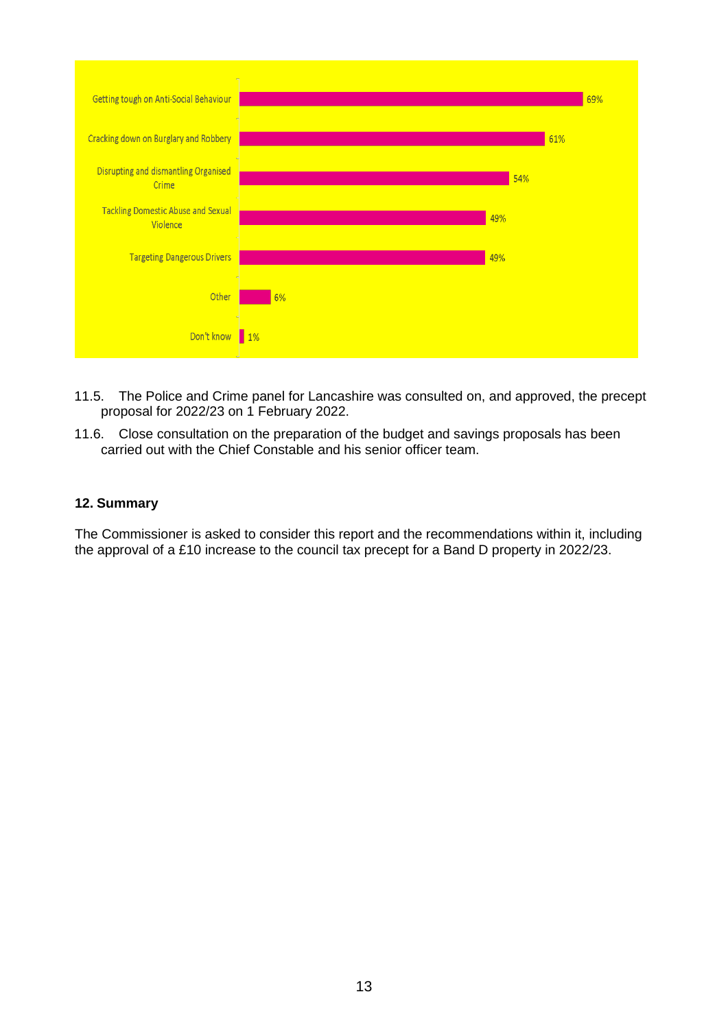| Category | Percentage |
| --- | --- |
| Getting tough on Anti-Social Behaviour | 69% |
| Cracking down on Burglary and Robbery | 61% |
| Disrupting and dismantling Organised Crime | 54% |
| Tackling Domestic Abuse and Sexual Violence | 49% |
| Targeting Dangerous Drivers | 49% |
| Other | 6% |
| Don't know | 1% |

11.5. The Police and Crime panel for Lancashire was consulted on, and approved, the precept proposal for 2022/23 on 1 February 2022.

11.6. Close consultation on the preparation of the budget and savings proposals has been carried out with the Chief Constable and his senior officer team.

## 12. Summary

The Commissioner is asked to consider this report and the recommendations within it, including the approval of a £10 increase to the council tax precept for a Band D property in 2022/23.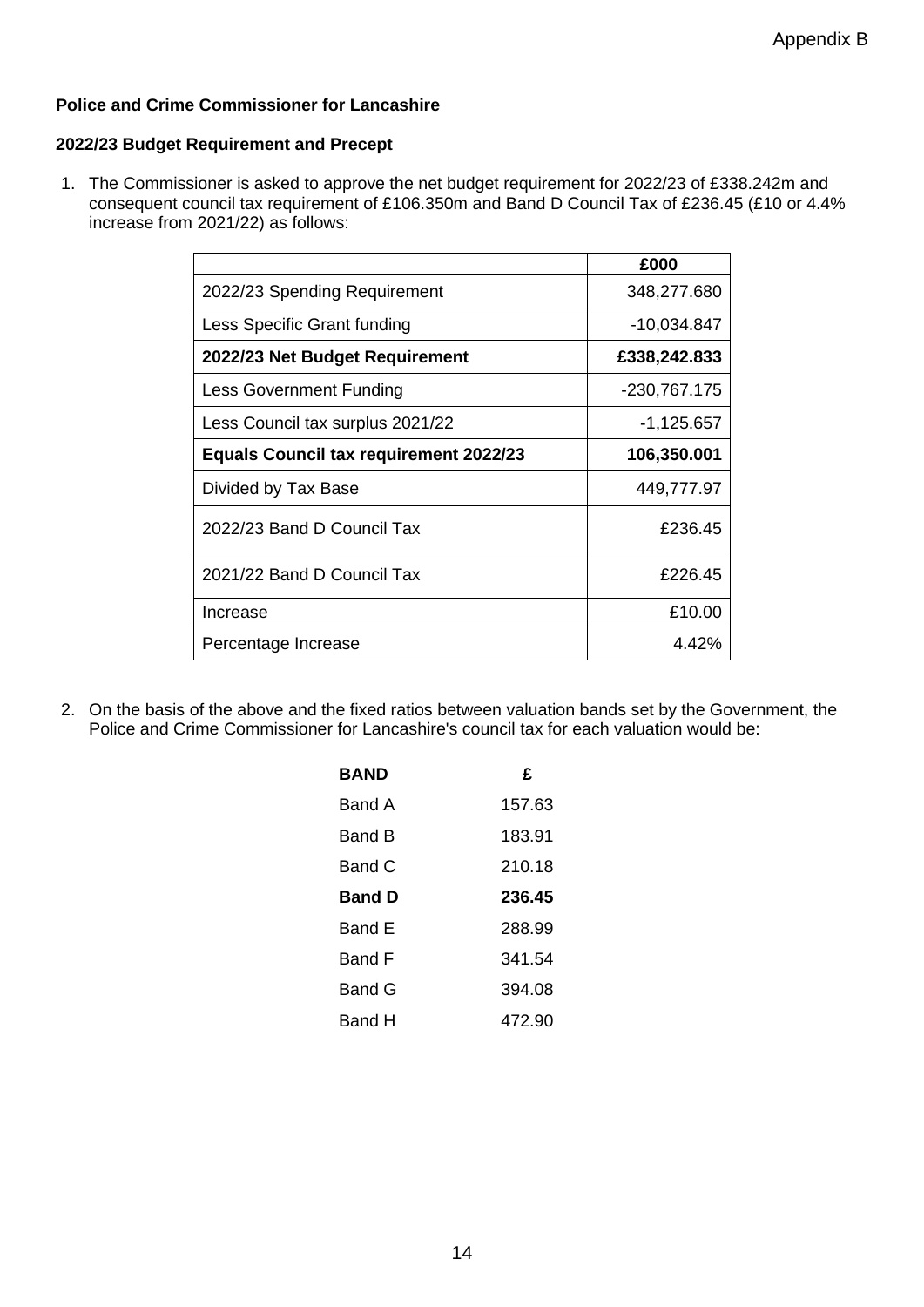Appendix B

**Police and Crime Commissioner for Lancashire**

**2022/23 Budget Requirement and Precept**

1. The Commissioner is asked to approve the net budget requirement for 2022/23 of £338.242m and consequent council tax requirement of £106.350m and Band D Council Tax of £236.45 (£10 or 4.4% increase from 2021/22) as follows:

| | **£000** |
|---|---|
| 2022/23 Spending Requirement | 348,277.680 |
| Less Specific Grant funding | -10,034.847 |
| **2022/23 Net Budget Requirement** | **£338,242.833** |
| Less Government Funding | -230,767.175 |
| Less Council tax surplus 2021/22 | -1,125.657 |
| **Equals Council tax requirement 2022/23** | **106,350.001** |
| Divided by Tax Base | 449,777.97 |
| 2022/23 Band D Council Tax | £236.45 |
| 2021/22 Band D Council Tax | £226.45 |
| Increase | £10.00 |
| Percentage Increase | 4.42% |

2. On the basis of the above and the fixed ratios between valuation bands set by the Government, the Police and Crime Commissioner for Lancashire's council tax for each valuation would be:

| **BAND** | **£** |
|---|---|
| Band A | 157.63 |
| Band B | 183.91 |
| Band C | 210.18 |
| **Band D** | **236.45** |
| Band E | 288.99 |
| Band F | 341.54 |
| Band G | 394.08 |
| Band H | 472.90 |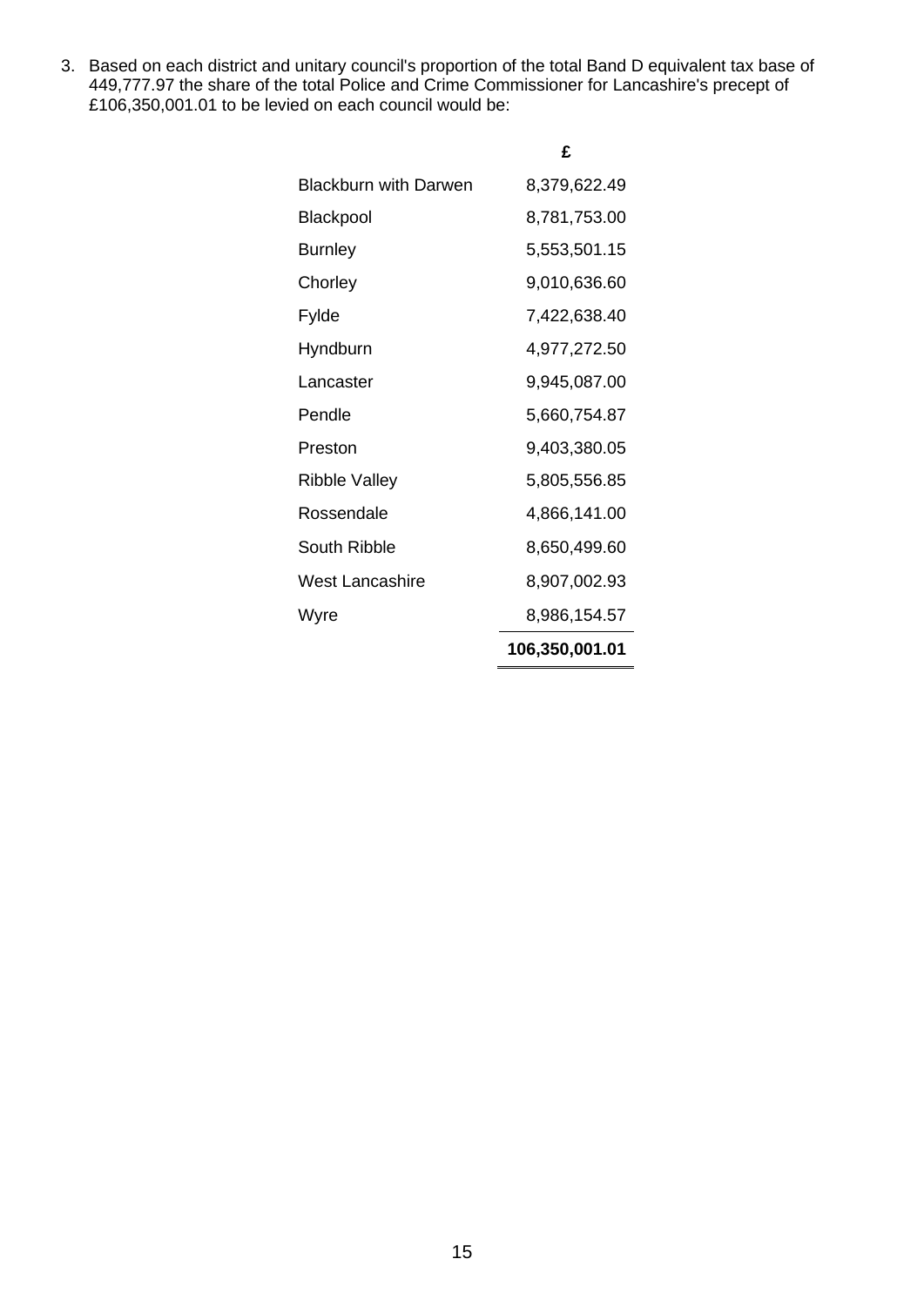3. Based on each district and unitary council's proportion of the total Band D equivalent tax base of 449,777.97 the share of the total Police and Crime Commissioner for Lancashire's precept of £106,350,001.01 to be levied on each council would be:

| | £ |
|---|---|
| Blackburn with Darwen | 8,379,622.49 |
| Blackpool | 8,781,753.00 |
| Burnley | 5,553,501.15 |
| Chorley | 9,010,636.60 |
| Fylde | 7,422,638.40 |
| Hyndburn | 4,977,272.50 |
| Lancaster | 9,945,087.00 |
| Pendle | 5,660,754.87 |
| Preston | 9,403,380.05 |
| Ribble Valley | 5,805,556.85 |
| Rossendale | 4,866,141.00 |
| South Ribble | 8,650,499.60 |
| West Lancashire | 8,907,002.93 |
| Wyre | 8,986,154.57 |
| | **106,350,001.01** |